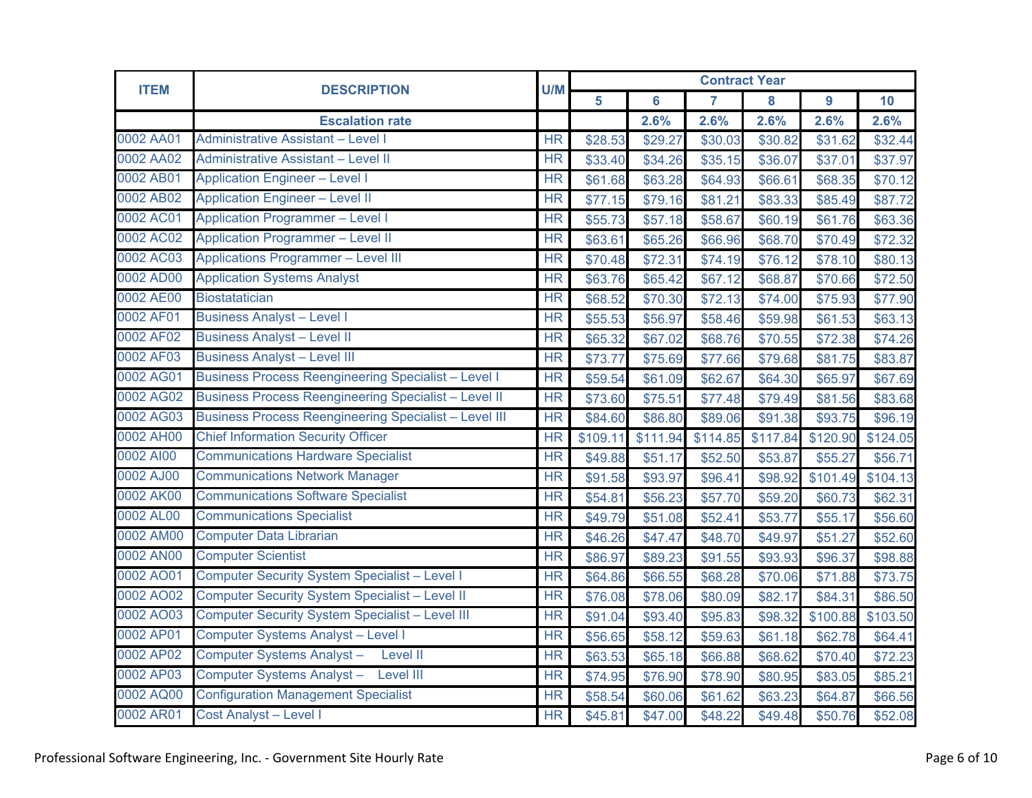| ITEM | DESCRIPTION | U/M | Contract Year | | | | | |
|---|---|---|---|---|---|---|---|---|
| | | | 5 | 6 | 7 | 8 | 9 | 10 |
| | **Escalation rate** | | | 2.6% | 2.6% | 2.6% | 2.6% | 2.6% |
| 0002 AA01 | Administrative Assistant – Level I | HR | $28.53 | $29.27 | $30.03 | $30.82 | $31.62 | $32.44 |
| 0002 AA02 | Administrative Assistant – Level II | HR | $33.40 | $34.26 | $35.15 | $36.07 | $37.01 | $37.97 |
| 0002 AB01 | Application Engineer – Level I | HR | $61.68 | $63.28 | $64.93 | $66.61 | $68.35 | $70.12 |
| 0002 AB02 | Application Engineer – Level II | HR | $77.15 | $79.16 | $81.21 | $83.33 | $85.49 | $87.72 |
| 0002 AC01 | Application Programmer – Level I | HR | $55.73 | $57.18 | $58.67 | $60.19 | $61.76 | $63.36 |
| 0002 AC02 | Application Programmer – Level II | HR | $63.61 | $65.26 | $66.96 | $68.70 | $70.49 | $72.32 |
| 0002 AC03 | Applications Programmer – Level III | HR | $70.48 | $72.31 | $74.19 | $76.12 | $78.10 | $80.13 |
| 0002 AD00 | Application Systems Analyst | HR | $63.76 | $65.42 | $67.12 | $68.87 | $70.66 | $72.50 |
| 0002 AE00 | Biostatatician | HR | $68.52 | $70.30 | $72.13 | $74.00 | $75.93 | $77.90 |
| 0002 AF01 | Business Analyst – Level I | HR | $55.53 | $56.97 | $58.46 | $59.98 | $61.53 | $63.13 |
| 0002 AF02 | Business Analyst – Level II | HR | $65.32 | $67.02 | $68.76 | $70.55 | $72.38 | $74.26 |
| 0002 AF03 | Business Analyst – Level III | HR | $73.77 | $75.69 | $77.66 | $79.68 | $81.75 | $83.87 |
| 0002 AG01 | Business Process Reengineering Specialist – Level I | HR | $59.54 | $61.09 | $62.67 | $64.30 | $65.97 | $67.69 |
| 0002 AG02 | Business Process Reengineering Specialist – Level II | HR | $73.60 | $75.51 | $77.48 | $79.49 | $81.56 | $83.68 |
| 0002 AG03 | Business Process Reengineering Specialist – Level III | HR | $84.60 | $86.80 | $89.06 | $91.38 | $93.75 | $96.19 |
| 0002 AH00 | Chief Information Security Officer | HR | $109.11 | $111.94 | $114.85 | $117.84 | $120.90 | $124.05 |
| 0002 AI00 | Communications Hardware Specialist | HR | $49.88 | $51.17 | $52.50 | $53.87 | $55.27 | $56.71 |
| 0002 AJ00 | Communications Network Manager | HR | $91.58 | $93.97 | $96.41 | $98.92 | $101.49 | $104.13 |
| 0002 AK00 | Communications Software Specialist | HR | $54.81 | $56.23 | $57.70 | $59.20 | $60.73 | $62.31 |
| 0002 AL00 | Communications Specialist | HR | $49.79 | $51.08 | $52.41 | $53.77 | $55.17 | $56.60 |
| 0002 AM00 | Computer Data Librarian | HR | $46.26 | $47.47 | $48.70 | $49.97 | $51.27 | $52.60 |
| 0002 AN00 | Computer Scientist | HR | $86.97 | $89.23 | $91.55 | $93.93 | $96.37 | $98.88 |
| 0002 AO01 | Computer Security System Specialist – Level I | HR | $64.86 | $66.55 | $68.28 | $70.06 | $71.88 | $73.75 |
| 0002 AO02 | Computer Security System Specialist – Level II | HR | $76.08 | $78.06 | $80.09 | $82.17 | $84.31 | $86.50 |
| 0002 AO03 | Computer Security System Specialist – Level III | HR | $91.04 | $93.40 | $95.83 | $98.32 | $100.88 | $103.50 |
| 0002 AP01 | Computer Systems Analyst – Level I | HR | $56.65 | $58.12 | $59.63 | $61.18 | $62.78 | $64.41 |
| 0002 AP02 | Computer Systems Analyst – Level II | HR | $63.53 | $65.18 | $66.88 | $68.62 | $70.40 | $72.23 |
| 0002 AP03 | Computer Systems Analyst – Level III | HR | $74.95 | $76.90 | $78.90 | $80.95 | $83.05 | $85.21 |
| 0002 AQ00 | Configuration Management Specialist | HR | $58.54 | $60.06 | $61.62 | $63.23 | $64.87 | $66.56 |
| 0002 AR01 | Cost Analyst – Level I | HR | $45.81 | $47.00 | $48.22 | $49.48 | $50.76 | $52.08 |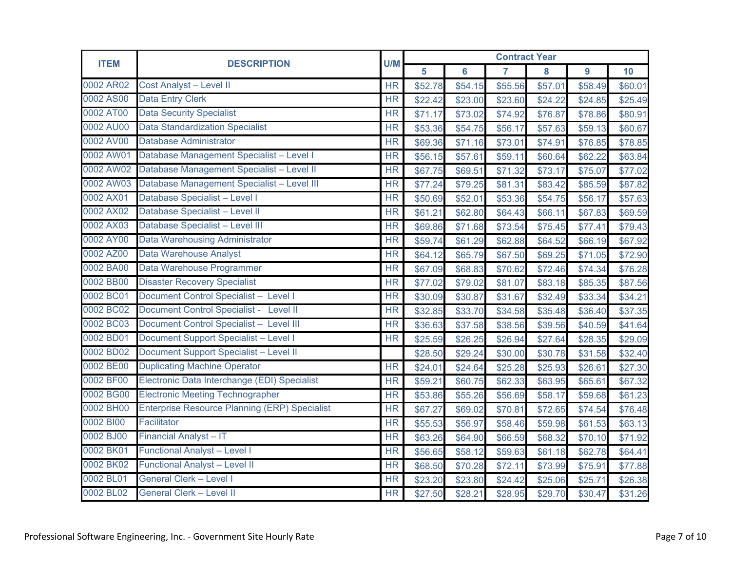| ITEM | DESCRIPTION | U/M | Contract Year | | | | | |
|---|---|---|---|---|---|---|---|---|
| | | | 5 | 6 | 7 | 8 | 9 | 10 |
| 0002 AR02 | Cost Analyst – Level II | HR | $52.78 | $54.15 | $55.56 | $57.01 | $58.49 | $60.01 |
| 0002 AS00 | Data Entry Clerk | HR | $22.42 | $23.00 | $23.60 | $24.22 | $24.85 | $25.49 |
| 0002 AT00 | Data Security Specialist | HR | $71.17 | $73.02 | $74.92 | $76.87 | $78.86 | $80.91 |
| 0002 AU00 | Data Standardization Specialist | HR | $53.36 | $54.75 | $56.17 | $57.63 | $59.13 | $60.67 |
| 0002 AV00 | Database Administrator | HR | $69.36 | $71.16 | $73.01 | $74.91 | $76.85 | $78.85 |
| 0002 AW01 | Database Management Specialist – Level I | HR | $56.15 | $57.61 | $59.11 | $60.64 | $62.22 | $63.84 |
| 0002 AW02 | Database Management Specialist – Level II | HR | $67.75 | $69.51 | $71.32 | $73.17 | $75.07 | $77.02 |
| 0002 AW03 | Database Management Specialist – Level III | HR | $77.24 | $79.25 | $81.31 | $83.42 | $85.59 | $87.82 |
| 0002 AX01 | Database Specialist – Level I | HR | $50.69 | $52.01 | $53.36 | $54.75 | $56.17 | $57.63 |
| 0002 AX02 | Database Specialist – Level II | HR | $61.21 | $62.80 | $64.43 | $66.11 | $67.83 | $69.59 |
| 0002 AX03 | Database Specialist – Level III | HR | $69.86 | $71.68 | $73.54 | $75.45 | $77.41 | $79.43 |
| 0002 AY00 | Data Warehousing Administrator | HR | $59.74 | $61.29 | $62.88 | $64.52 | $66.19 | $67.92 |
| 0002 AZ00 | Data Warehouse Analyst | HR | $64.12 | $65.79 | $67.50 | $69.25 | $71.05 | $72.90 |
| 0002 BA00 | Data Warehouse Programmer | HR | $67.09 | $68.83 | $70.62 | $72.46 | $74.34 | $76.28 |
| 0002 BB00 | Disaster Recovery Specialist | HR | $77.02 | $79.02 | $81.07 | $83.18 | $85.35 | $87.56 |
| 0002 BC01 | Document Control Specialist – Level I | HR | $30.09 | $30.87 | $31.67 | $32.49 | $33.34 | $34.21 |
| 0002 BC02 | Document Control Specialist - Level II | HR | $32.85 | $33.70 | $34.58 | $35.48 | $36.40 | $37.35 |
| 0002 BC03 | Document Control Specialist – Level III | HR | $36.63 | $37.58 | $38.56 | $39.56 | $40.59 | $41.64 |
| 0002 BD01 | Document Support Specialist – Level I | HR | $25.59 | $26.25 | $26.94 | $27.64 | $28.35 | $29.09 |
| 0002 BD02 | Document Support Specialist – Level II | | $28.50 | $29.24 | $30.00 | $30.78 | $31.58 | $32.40 |
| 0002 BE00 | Duplicating Machine Operator | HR | $24.01 | $24.64 | $25.28 | $25.93 | $26.61 | $27.30 |
| 0002 BF00 | Electronic Data Interchange (EDI) Specialist | HR | $59.21 | $60.75 | $62.33 | $63.95 | $65.61 | $67.32 |
| 0002 BG00 | Electronic Meeting Technographer | HR | $53.86 | $55.26 | $56.69 | $58.17 | $59.68 | $61.23 |
| 0002 BH00 | Enterprise Resource Planning (ERP) Specialist | HR | $67.27 | $69.02 | $70.81 | $72.65 | $74.54 | $76.48 |
| 0002 BI00 | Facilitator | HR | $55.53 | $56.97 | $58.46 | $59.98 | $61.53 | $63.13 |
| 0002 BJ00 | Financial Analyst – IT | HR | $63.26 | $64.90 | $66.59 | $68.32 | $70.10 | $71.92 |
| 0002 BK01 | Functional Analyst – Level I | HR | $56.65 | $58.12 | $59.63 | $61.18 | $62.78 | $64.41 |
| 0002 BK02 | Functional Analyst – Level II | HR | $68.50 | $70.28 | $72.11 | $73.99 | $75.91 | $77.88 |
| 0002 BL01 | General Clerk – Level I | HR | $23.20 | $23.80 | $24.42 | $25.06 | $25.71 | $26.38 |
| 0002 BL02 | General Clerk – Level II | HR | $27.50 | $28.21 | $28.95 | $29.70 | $30.47 | $31.26 |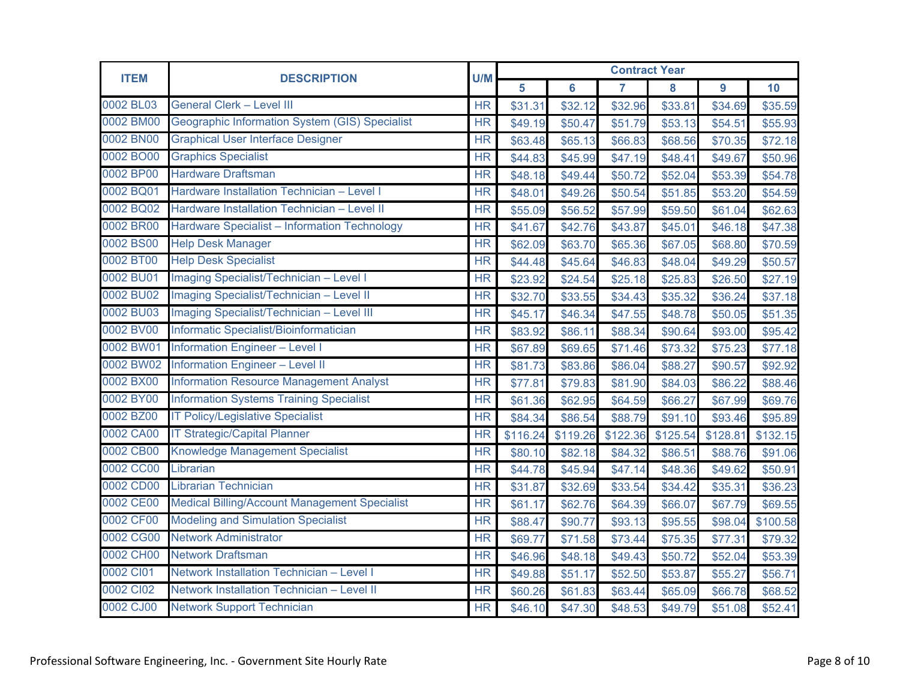| ITEM | DESCRIPTION | U/M | Contract Year | | | | | |
|---|---|---|---|---|---|---|---|---|
| | | | 5 | 6 | 7 | 8 | 9 | 10 |
| 0002 BL03 | General Clerk – Level III | HR | $31.31 | $32.12 | $32.96 | $33.81 | $34.69 | $35.59 |
| 0002 BM00 | Geographic Information System (GIS) Specialist | HR | $49.19 | $50.47 | $51.79 | $53.13 | $54.51 | $55.93 |
| 0002 BN00 | Graphical User Interface Designer | HR | $63.48 | $65.13 | $66.83 | $68.56 | $70.35 | $72.18 |
| 0002 BO00 | Graphics Specialist | HR | $44.83 | $45.99 | $47.19 | $48.41 | $49.67 | $50.96 |
| 0002 BP00 | Hardware Draftsman | HR | $48.18 | $49.44 | $50.72 | $52.04 | $53.39 | $54.78 |
| 0002 BQ01 | Hardware Installation Technician – Level I | HR | $48.01 | $49.26 | $50.54 | $51.85 | $53.20 | $54.59 |
| 0002 BQ02 | Hardware Installation Technician – Level II | HR | $55.09 | $56.52 | $57.99 | $59.50 | $61.04 | $62.63 |
| 0002 BR00 | Hardware Specialist – Information Technology | HR | $41.67 | $42.76 | $43.87 | $45.01 | $46.18 | $47.38 |
| 0002 BS00 | Help Desk Manager | HR | $62.09 | $63.70 | $65.36 | $67.05 | $68.80 | $70.59 |
| 0002 BT00 | Help Desk Specialist | HR | $44.48 | $45.64 | $46.83 | $48.04 | $49.29 | $50.57 |
| 0002 BU01 | Imaging Specialist/Technician – Level I | HR | $23.92 | $24.54 | $25.18 | $25.83 | $26.50 | $27.19 |
| 0002 BU02 | Imaging Specialist/Technician – Level II | HR | $32.70 | $33.55 | $34.43 | $35.32 | $36.24 | $37.18 |
| 0002 BU03 | Imaging Specialist/Technician – Level III | HR | $45.17 | $46.34 | $47.55 | $48.78 | $50.05 | $51.35 |
| 0002 BV00 | Informatic Specialist/Bioinformatician | HR | $83.92 | $86.11 | $88.34 | $90.64 | $93.00 | $95.42 |
| 0002 BW01 | Information Engineer – Level I | HR | $67.89 | $69.65 | $71.46 | $73.32 | $75.23 | $77.18 |
| 0002 BW02 | Information Engineer – Level II | HR | $81.73 | $83.86 | $86.04 | $88.27 | $90.57 | $92.92 |
| 0002 BX00 | Information Resource Management Analyst | HR | $77.81 | $79.83 | $81.90 | $84.03 | $86.22 | $88.46 |
| 0002 BY00 | Information Systems Training Specialist | HR | $61.36 | $62.95 | $64.59 | $66.27 | $67.99 | $69.76 |
| 0002 BZ00 | IT Policy/Legislative Specialist | HR | $84.34 | $86.54 | $88.79 | $91.10 | $93.46 | $95.89 |
| 0002 CA00 | IT Strategic/Capital Planner | HR | $116.24 | $119.26 | $122.36 | $125.54 | $128.81 | $132.15 |
| 0002 CB00 | Knowledge Management Specialist | HR | $80.10 | $82.18 | $84.32 | $86.51 | $88.76 | $91.06 |
| 0002 CC00 | Librarian | HR | $44.78 | $45.94 | $47.14 | $48.36 | $49.62 | $50.91 |
| 0002 CD00 | Librarian Technician | HR | $31.87 | $32.69 | $33.54 | $34.42 | $35.31 | $36.23 |
| 0002 CE00 | Medical Billing/Account Management Specialist | HR | $61.17 | $62.76 | $64.39 | $66.07 | $67.79 | $69.55 |
| 0002 CF00 | Modeling and Simulation Specialist | HR | $88.47 | $90.77 | $93.13 | $95.55 | $98.04 | $100.58 |
| 0002 CG00 | Network Administrator | HR | $69.77 | $71.58 | $73.44 | $75.35 | $77.31 | $79.32 |
| 0002 CH00 | Network Draftsman | HR | $46.96 | $48.18 | $49.43 | $50.72 | $52.04 | $53.39 |
| 0002 CI01 | Network Installation Technician – Level I | HR | $49.88 | $51.17 | $52.50 | $53.87 | $55.27 | $56.71 |
| 0002 CI02 | Network Installation Technician – Level II | HR | $60.26 | $61.83 | $63.44 | $65.09 | $66.78 | $68.52 |
| 0002 CJ00 | Network Support Technician | HR | $46.10 | $47.30 | $48.53 | $49.79 | $51.08 | $52.41 |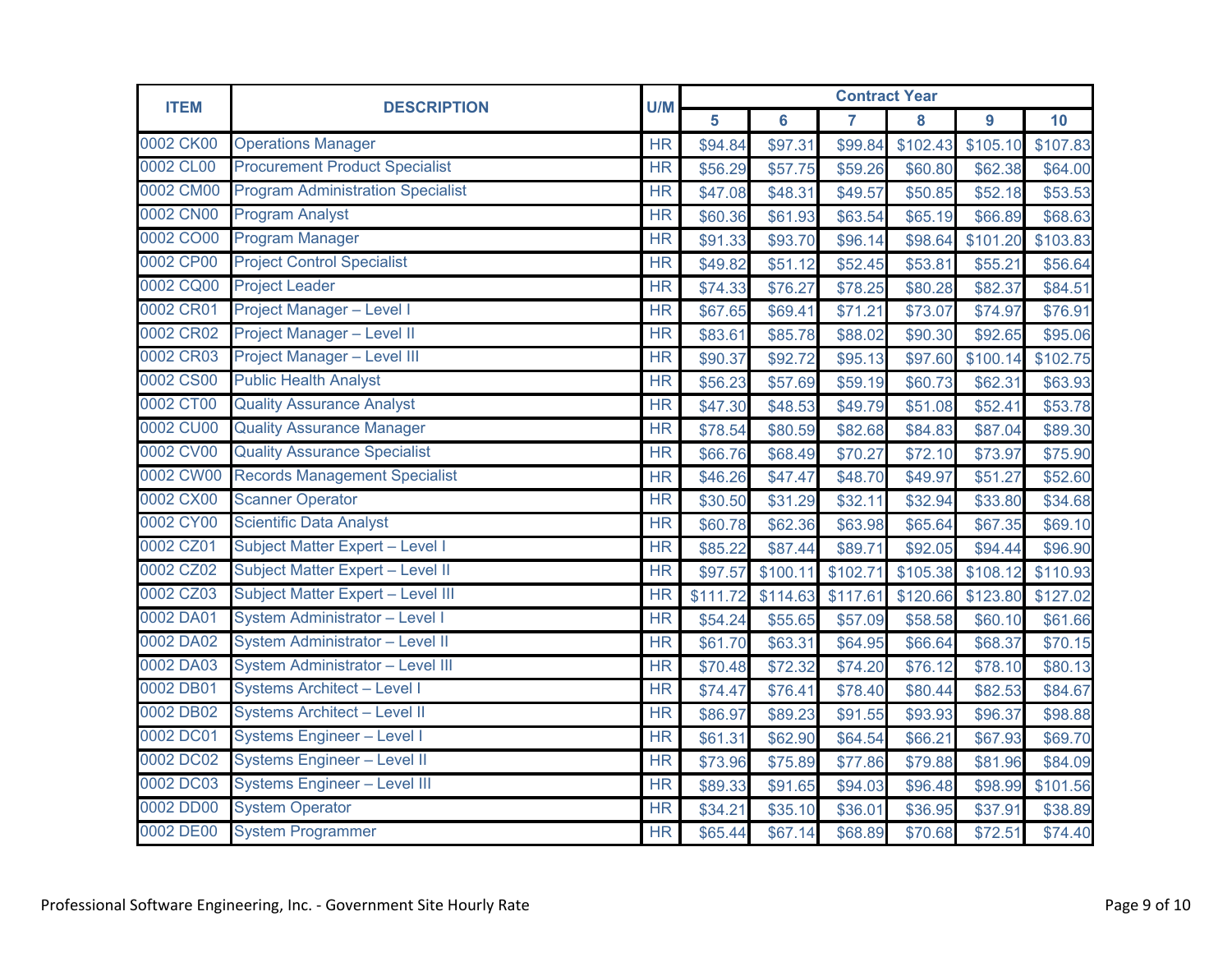| ITEM | DESCRIPTION | U/M | Contract Year | | | | | |
|---|---|---|---|---|---|---|---|---|
| | | | 5 | 6 | 7 | 8 | 9 | 10 |
| 0002 CK00 | Operations Manager | HR | $94.84 | $97.31 | $99.84 | $102.43 | $105.10 | $107.83 |
| 0002 CL00 | Procurement Product Specialist | HR | $56.29 | $57.75 | $59.26 | $60.80 | $62.38 | $64.00 |
| 0002 CM00 | Program Administration Specialist | HR | $47.08 | $48.31 | $49.57 | $50.85 | $52.18 | $53.53 |
| 0002 CN00 | Program Analyst | HR | $60.36 | $61.93 | $63.54 | $65.19 | $66.89 | $68.63 |
| 0002 CO00 | Program Manager | HR | $91.33 | $93.70 | $96.14 | $98.64 | $101.20 | $103.83 |
| 0002 CP00 | Project Control Specialist | HR | $49.82 | $51.12 | $52.45 | $53.81 | $55.21 | $56.64 |
| 0002 CQ00 | Project Leader | HR | $74.33 | $76.27 | $78.25 | $80.28 | $82.37 | $84.51 |
| 0002 CR01 | Project Manager – Level I | HR | $67.65 | $69.41 | $71.21 | $73.07 | $74.97 | $76.91 |
| 0002 CR02 | Project Manager – Level II | HR | $83.61 | $85.78 | $88.02 | $90.30 | $92.65 | $95.06 |
| 0002 CR03 | Project Manager – Level III | HR | $90.37 | $92.72 | $95.13 | $97.60 | $100.14 | $102.75 |
| 0002 CS00 | Public Health Analyst | HR | $56.23 | $57.69 | $59.19 | $60.73 | $62.31 | $63.93 |
| 0002 CT00 | Quality Assurance Analyst | HR | $47.30 | $48.53 | $49.79 | $51.08 | $52.41 | $53.78 |
| 0002 CU00 | Quality Assurance Manager | HR | $78.54 | $80.59 | $82.68 | $84.83 | $87.04 | $89.30 |
| 0002 CV00 | Quality Assurance Specialist | HR | $66.76 | $68.49 | $70.27 | $72.10 | $73.97 | $75.90 |
| 0002 CW00 | Records Management Specialist | HR | $46.26 | $47.47 | $48.70 | $49.97 | $51.27 | $52.60 |
| 0002 CX00 | Scanner Operator | HR | $30.50 | $31.29 | $32.11 | $32.94 | $33.80 | $34.68 |
| 0002 CY00 | Scientific Data Analyst | HR | $60.78 | $62.36 | $63.98 | $65.64 | $67.35 | $69.10 |
| 0002 CZ01 | Subject Matter Expert – Level I | HR | $85.22 | $87.44 | $89.71 | $92.05 | $94.44 | $96.90 |
| 0002 CZ02 | Subject Matter Expert – Level II | HR | $97.57 | $100.11 | $102.71 | $105.38 | $108.12 | $110.93 |
| 0002 CZ03 | Subject Matter Expert – Level III | HR | $111.72 | $114.63 | $117.61 | $120.66 | $123.80 | $127.02 |
| 0002 DA01 | System Administrator – Level I | HR | $54.24 | $55.65 | $57.09 | $58.58 | $60.10 | $61.66 |
| 0002 DA02 | System Administrator – Level II | HR | $61.70 | $63.31 | $64.95 | $66.64 | $68.37 | $70.15 |
| 0002 DA03 | System Administrator – Level III | HR | $70.48 | $72.32 | $74.20 | $76.12 | $78.10 | $80.13 |
| 0002 DB01 | Systems Architect – Level I | HR | $74.47 | $76.41 | $78.40 | $80.44 | $82.53 | $84.67 |
| 0002 DB02 | Systems Architect – Level II | HR | $86.97 | $89.23 | $91.55 | $93.93 | $96.37 | $98.88 |
| 0002 DC01 | Systems Engineer – Level I | HR | $61.31 | $62.90 | $64.54 | $66.21 | $67.93 | $69.70 |
| 0002 DC02 | Systems Engineer – Level II | HR | $73.96 | $75.89 | $77.86 | $79.88 | $81.96 | $84.09 |
| 0002 DC03 | Systems Engineer – Level III | HR | $89.33 | $91.65 | $94.03 | $96.48 | $98.99 | $101.56 |
| 0002 DD00 | System Operator | HR | $34.21 | $35.10 | $36.01 | $36.95 | $37.91 | $38.89 |
| 0002 DE00 | System Programmer | HR | $65.44 | $67.14 | $68.89 | $70.68 | $72.51 | $74.40 |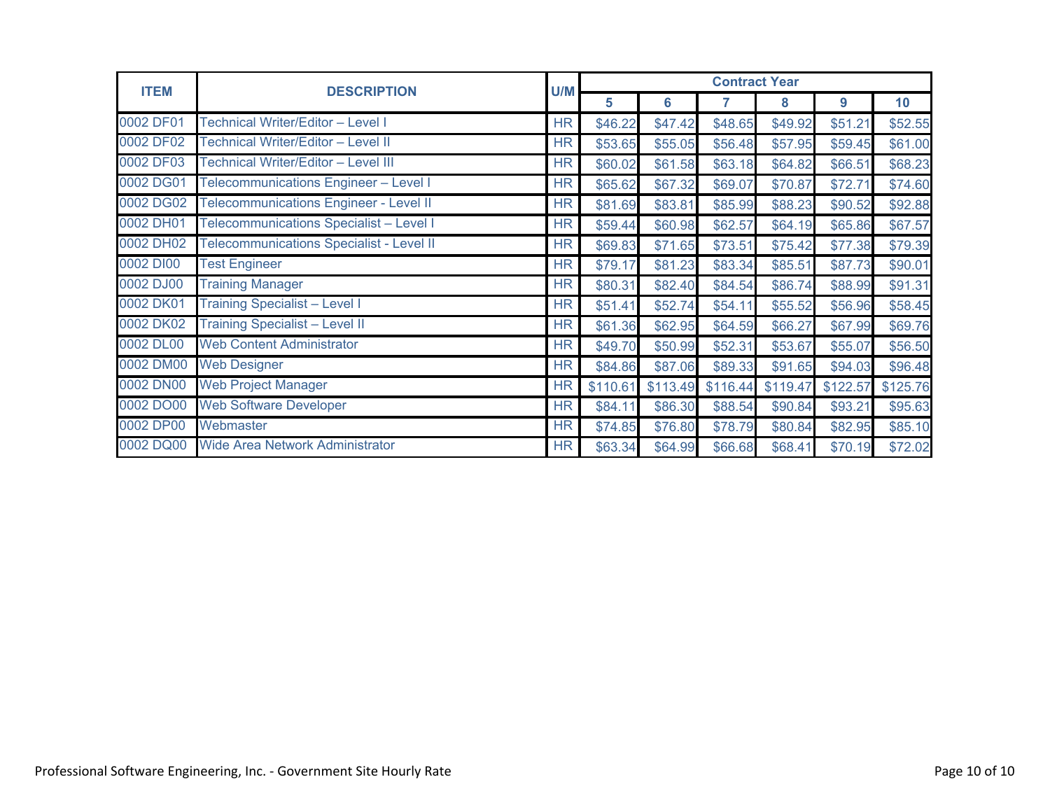| ITEM | DESCRIPTION | U/M | Contract Year | | | | | |
|---|---|---|---|---|---|---|---|---|
| | | | 5 | 6 | 7 | 8 | 9 | 10 |
| 0002 DF01 | Technical Writer/Editor – Level I | HR | $46.22 | $47.42 | $48.65 | $49.92 | $51.21 | $52.55 |
| 0002 DF02 | Technical Writer/Editor – Level II | HR | $53.65 | $55.05 | $56.48 | $57.95 | $59.45 | $61.00 |
| 0002 DF03 | Technical Writer/Editor – Level III | HR | $60.02 | $61.58 | $63.18 | $64.82 | $66.51 | $68.23 |
| 0002 DG01 | Telecommunications Engineer – Level I | HR | $65.62 | $67.32 | $69.07 | $70.87 | $72.71 | $74.60 |
| 0002 DG02 | Telecommunications Engineer - Level II | HR | $81.69 | $83.81 | $85.99 | $88.23 | $90.52 | $92.88 |
| 0002 DH01 | Telecommunications Specialist – Level I | HR | $59.44 | $60.98 | $62.57 | $64.19 | $65.86 | $67.57 |
| 0002 DH02 | Telecommunications Specialist - Level II | HR | $69.83 | $71.65 | $73.51 | $75.42 | $77.38 | $79.39 |
| 0002 DI00 | Test Engineer | HR | $79.17 | $81.23 | $83.34 | $85.51 | $87.73 | $90.01 |
| 0002 DJ00 | Training Manager | HR | $80.31 | $82.40 | $84.54 | $86.74 | $88.99 | $91.31 |
| 0002 DK01 | Training Specialist – Level I | HR | $51.41 | $52.74 | $54.11 | $55.52 | $56.96 | $58.45 |
| 0002 DK02 | Training Specialist – Level II | HR | $61.36 | $62.95 | $64.59 | $66.27 | $67.99 | $69.76 |
| 0002 DL00 | Web Content Administrator | HR | $49.70 | $50.99 | $52.31 | $53.67 | $55.07 | $56.50 |
| 0002 DM00 | Web Designer | HR | $84.86 | $87.06 | $89.33 | $91.65 | $94.03 | $96.48 |
| 0002 DN00 | Web Project Manager | HR | $110.61 | $113.49 | $116.44 | $119.47 | $122.57 | $125.76 |
| 0002 DO00 | Web Software Developer | HR | $84.11 | $86.30 | $88.54 | $90.84 | $93.21 | $95.63 |
| 0002 DP00 | Webmaster | HR | $74.85 | $76.80 | $78.79 | $80.84 | $82.95 | $85.10 |
| 0002 DQ00 | Wide Area Network Administrator | HR | $63.34 | $64.99 | $66.68 | $68.41 | $70.19 | $72.02 |